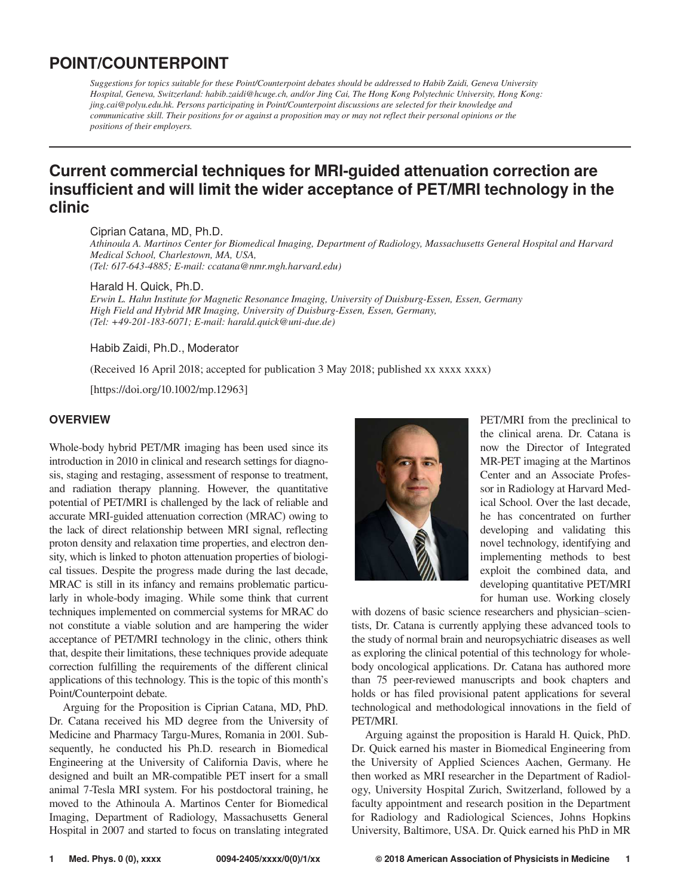# POINT/COUNTERPOINT

*Suggestions for topics suitable for these Point/Counterpoint debates should be addressed to Habib Zaidi, Geneva University Hospital, Geneva, Switzerland: habib.zaidi@hcuge.ch, and/or Jing Cai, The Hong Kong Polytechnic University, Hong Kong: jing.cai@polyu.edu.hk. Persons participating in Point/Counterpoint discussions are selected for their knowledge and communicative skill. Their positions for or against a proposition may or may not reflect their personal opinions or the positions of their employers.*

## Current commercial techniques for MRI-guided attenuation correction are insufficient and will limit the wider acceptance of PET/MRI technology in the clinic

Ciprian Catana, MD, Ph.D.
*Athinoula A. Martinos Center for Biomedical Imaging, Department of Radiology, Massachusetts General Hospital and Harvard Medical School, Charlestown, MA, USA,*
*(Tel: 617-643-4885; E-mail: ccatana@nmr.mgh.harvard.edu)*

Harald H. Quick, Ph.D.
*Erwin L. Hahn Institute for Magnetic Resonance Imaging, University of Duisburg-Essen, Essen, Germany*
*High Field and Hybrid MR Imaging, University of Duisburg-Essen, Essen, Germany,*
*(Tel: +49-201-183-6071; E-mail: harald.quick@uni-due.de)*

Habib Zaidi, Ph.D., Moderator

(Received 16 April 2018; accepted for publication 3 May 2018; published xx xxxx xxxx)

[https://doi.org/10.1002/mp.12963]

### OVERVIEW

Whole-body hybrid PET/MR imaging has been used since its introduction in 2010 in clinical and research settings for diagnosis, staging and restaging, assessment of response to treatment, and radiation therapy planning. However, the quantitative potential of PET/MRI is challenged by the lack of reliable and accurate MRI-guided attenuation correction (MRAC) owing to the lack of direct relationship between MRI signal, reflecting proton density and relaxation time properties, and electron density, which is linked to photon attenuation properties of biological tissues. Despite the progress made during the last decade, MRAC is still in its infancy and remains problematic particularly in whole-body imaging. While some think that current techniques implemented on commercial systems for MRAC do not constitute a viable solution and are hampering the wider acceptance of PET/MRI technology in the clinic, others think that, despite their limitations, these techniques provide adequate correction fulfilling the requirements of the different clinical applications of this technology. This is the topic of this month's Point/Counterpoint debate.

Arguing for the Proposition is Ciprian Catana, MD, PhD. Dr. Catana received his MD degree from the University of Medicine and Pharmacy Targu-Mures, Romania in 2001. Subsequently, he conducted his Ph.D. research in Biomedical Engineering at the University of California Davis, where he designed and built an MR-compatible PET insert for a small animal 7-Tesla MRI system. For his postdoctoral training, he moved to the Athinoula A. Martinos Center for Biomedical Imaging, Department of Radiology, Massachusetts General Hospital in 2007 and started to focus on translating integrated PET/MRI from the preclinical to the clinical arena. Dr. Catana is now the Director of Integrated MR-PET imaging at the Martinos Center and an Associate Professor in Radiology at Harvard Medical School. Over the last decade, he has concentrated on further developing and validating this novel technology, identifying and implementing methods to best exploit the combined data, and developing quantitative PET/MRI for human use. Working closely with dozens of basic science researchers and physician–scientists, Dr. Catana is currently applying these advanced tools to the study of normal brain and neuropsychiatric diseases as well as exploring the clinical potential of this technology for whole-body oncological applications. Dr. Catana has authored more than 75 peer-reviewed manuscripts and book chapters and holds or has filed provisional patent applications for several technological and methodological innovations in the field of PET/MRI.

Arguing against the proposition is Harald H. Quick, PhD. Dr. Quick earned his master in Biomedical Engineering from the University of Applied Sciences Aachen, Germany. He then worked as MRI researcher in the Department of Radiology, University Hospital Zurich, Switzerland, followed by a faculty appointment and research position in the Department for Radiology and Radiological Sciences, Johns Hopkins University, Baltimore, USA. Dr. Quick earned his PhD in MR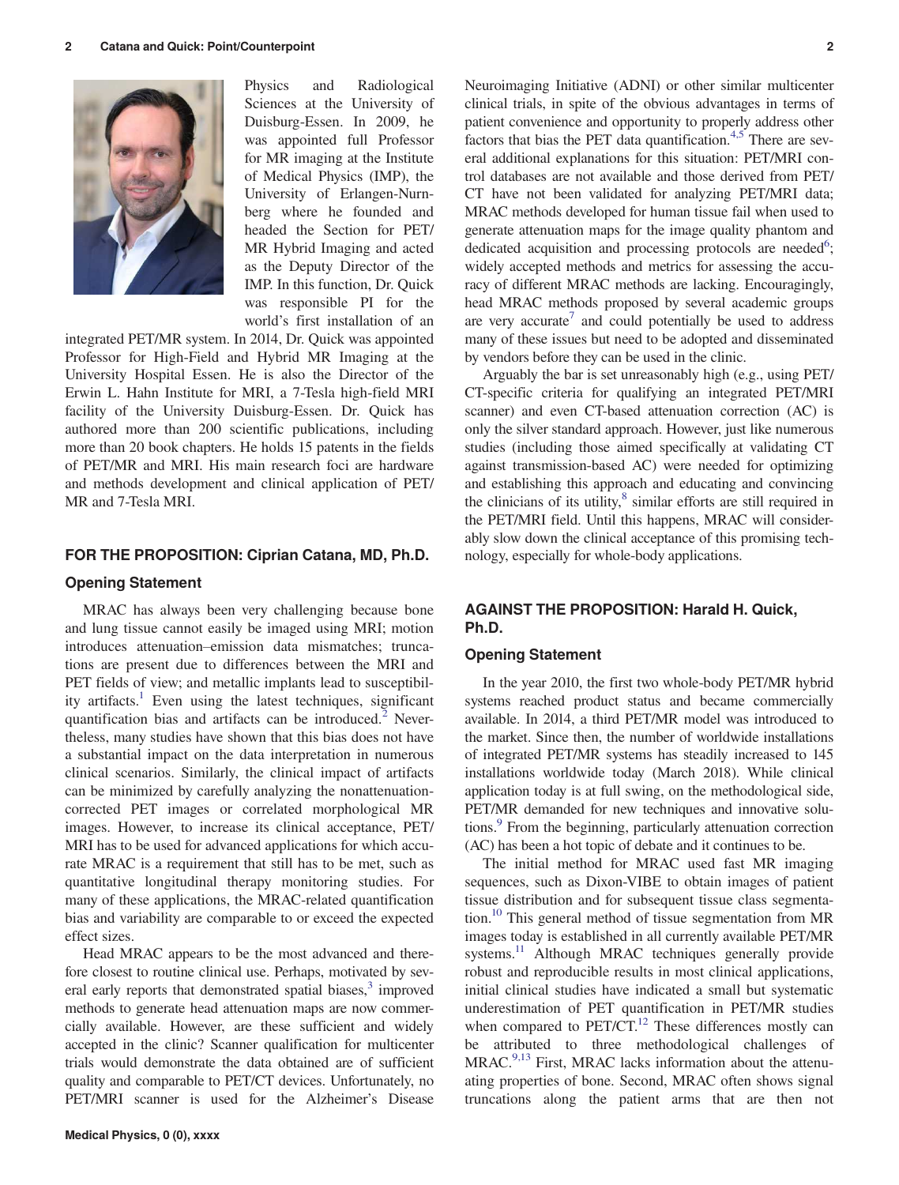Physics and Radiological Sciences at the University of Duisburg-Essen. In 2009, he was appointed full Professor for MR imaging at the Institute of Medical Physics (IMP), the University of Erlangen-Nurnberg where he founded and headed the Section for PET/MR Hybrid Imaging and acted as the Deputy Director of the IMP. In this function, Dr. Quick was responsible PI for the world's first installation of an integrated PET/MR system. In 2014, Dr. Quick was appointed Professor for High-Field and Hybrid MR Imaging at the University Hospital Essen. He is also the Director of the Erwin L. Hahn Institute for MRI, a 7-Tesla high-field MRI facility of the University Duisburg-Essen. Dr. Quick has authored more than 200 scientific publications, including more than 20 book chapters. He holds 15 patents in the fields of PET/MR and MRI. His main research foci are hardware and methods development and clinical application of PET/MR and 7-Tesla MRI.

## FOR THE PROPOSITION: Ciprian Catana, MD, Ph.D.

### Opening Statement

MRAC has always been very challenging because bone and lung tissue cannot easily be imaged using MRI; motion introduces attenuation–emission data mismatches; truncations are present due to differences between the MRI and PET fields of view; and metallic implants lead to susceptibility artifacts.[1] Even using the latest techniques, significant quantification bias and artifacts can be introduced.[2] Nevertheless, many studies have shown that this bias does not have a substantial impact on the data interpretation in numerous clinical scenarios. Similarly, the clinical impact of artifacts can be minimized by carefully analyzing the nonattenuation-corrected PET images or correlated morphological MR images. However, to increase its clinical acceptance, PET/MRI has to be used for advanced applications for which accurate MRAC is a requirement that still has to be met, such as quantitative longitudinal therapy monitoring studies. For many of these applications, the MRAC-related quantification bias and variability are comparable to or exceed the expected effect sizes.

Head MRAC appears to be the most advanced and therefore closest to routine clinical use. Perhaps, motivated by several early reports that demonstrated spatial biases,[3] improved methods to generate head attenuation maps are now commercially available. However, are these sufficient and widely accepted in the clinic? Scanner qualification for multicenter trials would demonstrate the data obtained are of sufficient quality and comparable to PET/CT devices. Unfortunately, no PET/MRI scanner is used for the Alzheimer's Disease Neuroimaging Initiative (ADNI) or other similar multicenter clinical trials, in spite of the obvious advantages in terms of patient convenience and opportunity to properly address other factors that bias the PET data quantification.[4,5] There are several additional explanations for this situation: PET/MRI control databases are not available and those derived from PET/CT have not been validated for analyzing PET/MRI data; MRAC methods developed for human tissue fail when used to generate attenuation maps for the image quality phantom and dedicated acquisition and processing protocols are needed[6]; widely accepted methods and metrics for assessing the accuracy of different MRAC methods are lacking. Encouragingly, head MRAC methods proposed by several academic groups are very accurate[7] and could potentially be used to address many of these issues but need to be adopted and disseminated by vendors before they can be used in the clinic.

Arguably the bar is set unreasonably high (e.g., using PET/CT-specific criteria for qualifying an integrated PET/MRI scanner) and even CT-based attenuation correction (AC) is only the silver standard approach. However, just like numerous studies (including those aimed specifically at validating CT against transmission-based AC) were needed for optimizing and establishing this approach and educating and convincing the clinicians of its utility,[8] similar efforts are still required in the PET/MRI field. Until this happens, MRAC will considerably slow down the clinical acceptance of this promising technology, especially for whole-body applications.

## AGAINST THE PROPOSITION: Harald H. Quick, Ph.D.

### Opening Statement

In the year 2010, the first two whole-body PET/MR hybrid systems reached product status and became commercially available. In 2014, a third PET/MR model was introduced to the market. Since then, the number of worldwide installations of integrated PET/MR systems has steadily increased to 145 installations worldwide today (March 2018). While clinical application today is at full swing, on the methodological side, PET/MR demanded for new techniques and innovative solutions.[9] From the beginning, particularly attenuation correction (AC) has been a hot topic of debate and it continues to be.

The initial method for MRAC used fast MR imaging sequences, such as Dixon-VIBE to obtain images of patient tissue distribution and for subsequent tissue class segmentation.[10] This general method of tissue segmentation from MR images today is established in all currently available PET/MR systems.[11] Although MRAC techniques generally provide robust and reproducible results in most clinical applications, initial clinical studies have indicated a small but systematic underestimation of PET quantification in PET/MR studies when compared to PET/CT.[12] These differences mostly can be attributed to three methodological challenges of MRAC.[9,13] First, MRAC lacks information about the attenuating properties of bone. Second, MRAC often shows signal truncations along the patient arms that are then not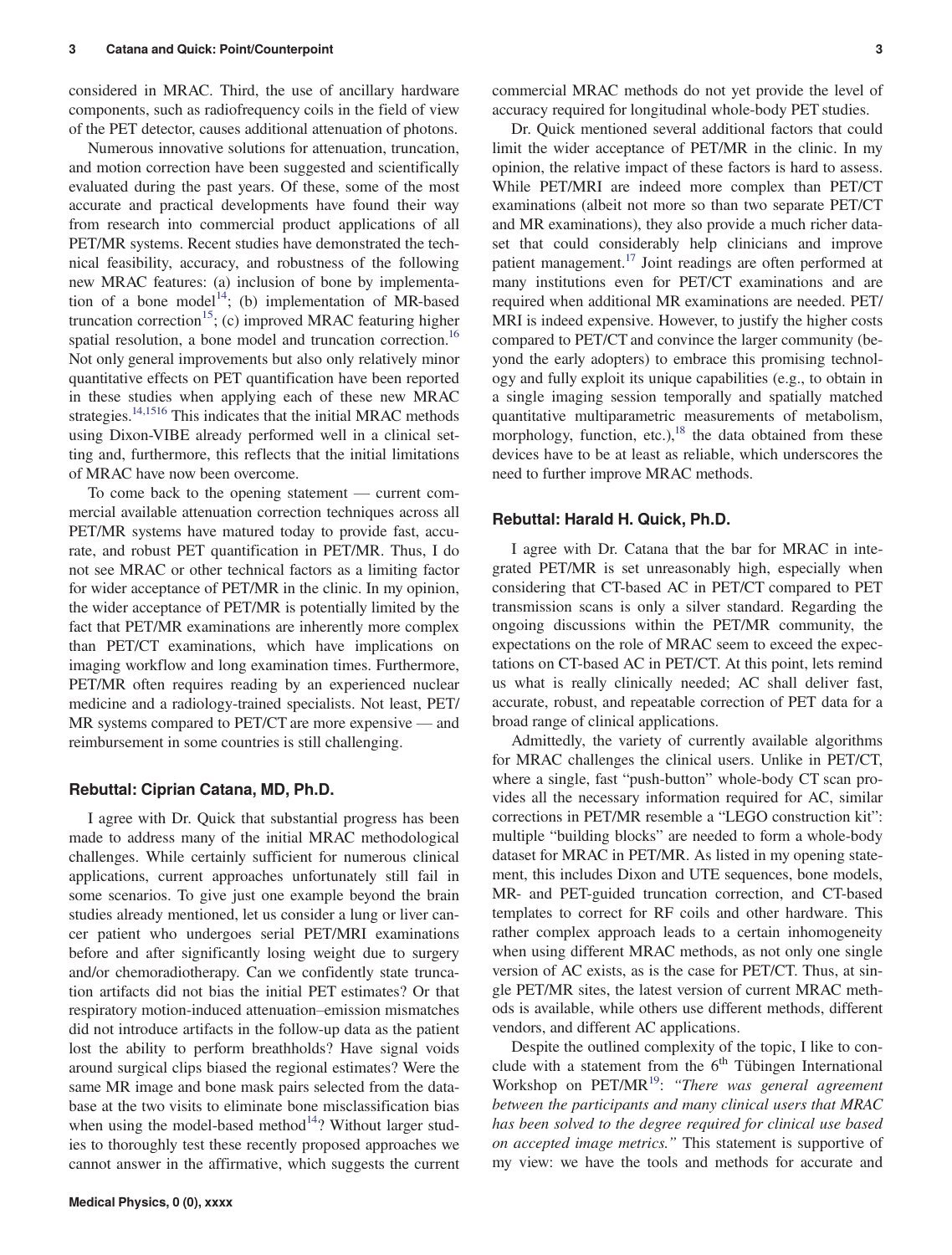considered in MRAC. Third, the use of ancillary hardware components, such as radiofrequency coils in the field of view of the PET detector, causes additional attenuation of photons.

Numerous innovative solutions for attenuation, truncation, and motion correction have been suggested and scientifically evaluated during the past years. Of these, some of the most accurate and practical developments have found their way from research into commercial product applications of all PET/MR systems. Recent studies have demonstrated the technical feasibility, accuracy, and robustness of the following new MRAC features: (a) inclusion of bone by implementation of a bone model[14]; (b) implementation of MR-based truncation correction[15]; (c) improved MRAC featuring higher spatial resolution, a bone model and truncation correction.[16] Not only general improvements but also only relatively minor quantitative effects on PET quantification have been reported in these studies when applying each of these new MRAC strategies.[14,15,16] This indicates that the initial MRAC methods using Dixon-VIBE already performed well in a clinical setting and, furthermore, this reflects that the initial limitations of MRAC have now been overcome.

To come back to the opening statement — current commercial available attenuation correction techniques across all PET/MR systems have matured today to provide fast, accurate, and robust PET quantification in PET/MR. Thus, I do not see MRAC or other technical factors as a limiting factor for wider acceptance of PET/MR in the clinic. In my opinion, the wider acceptance of PET/MR is potentially limited by the fact that PET/MR examinations are inherently more complex than PET/CT examinations, which have implications on imaging workflow and long examination times. Furthermore, PET/MR often requires reading by an experienced nuclear medicine and a radiology-trained specialists. Not least, PET/MR systems compared to PET/CT are more expensive — and reimbursement in some countries is still challenging.

## Rebuttal: Ciprian Catana, MD, Ph.D.

I agree with Dr. Quick that substantial progress has been made to address many of the initial MRAC methodological challenges. While certainly sufficient for numerous clinical applications, current approaches unfortunately still fail in some scenarios. To give just one example beyond the brain studies already mentioned, let us consider a lung or liver cancer patient who undergoes serial PET/MRI examinations before and after significantly losing weight due to surgery and/or chemoradiotherapy. Can we confidently state truncation artifacts did not bias the initial PET estimates? Or that respiratory motion-induced attenuation–emission mismatches did not introduce artifacts in the follow-up data as the patient lost the ability to perform breathholds? Have signal voids around surgical clips biased the regional estimates? Were the same MR image and bone mask pairs selected from the database at the two visits to eliminate bone misclassification bias when using the model-based method[14]? Without larger studies to thoroughly test these recently proposed approaches we cannot answer in the affirmative, which suggests the current commercial MRAC methods do not yet provide the level of accuracy required for longitudinal whole-body PET studies.

Dr. Quick mentioned several additional factors that could limit the wider acceptance of PET/MR in the clinic. In my opinion, the relative impact of these factors is hard to assess. While PET/MRI are indeed more complex than PET/CT examinations (albeit not more so than two separate PET/CT and MR examinations), they also provide a much richer dataset that could considerably help clinicians and improve patient management.[17] Joint readings are often performed at many institutions even for PET/CT examinations and are required when additional MR examinations are needed. PET/MRI is indeed expensive. However, to justify the higher costs compared to PET/CT and convince the larger community (beyond the early adopters) to embrace this promising technology and fully exploit its unique capabilities (e.g., to obtain in a single imaging session temporally and spatially matched quantitative multiparametric measurements of metabolism, morphology, function, etc.),[18] the data obtained from these devices have to be at least as reliable, which underscores the need to further improve MRAC methods.

## Rebuttal: Harald H. Quick, Ph.D.

I agree with Dr. Catana that the bar for MRAC in integrated PET/MR is set unreasonably high, especially when considering that CT-based AC in PET/CT compared to PET transmission scans is only a silver standard. Regarding the ongoing discussions within the PET/MR community, the expectations on the role of MRAC seem to exceed the expectations on CT-based AC in PET/CT. At this point, lets remind us what is really clinically needed; AC shall deliver fast, accurate, robust, and repeatable correction of PET data for a broad range of clinical applications.

Admittedly, the variety of currently available algorithms for MRAC challenges the clinical users. Unlike in PET/CT, where a single, fast "push-button" whole-body CT scan provides all the necessary information required for AC, similar corrections in PET/MR resemble a "LEGO construction kit": multiple "building blocks" are needed to form a whole-body dataset for MRAC in PET/MR. As listed in my opening statement, this includes Dixon and UTE sequences, bone models, MR- and PET-guided truncation correction, and CT-based templates to correct for RF coils and other hardware. This rather complex approach leads to a certain inhomogeneity when using different MRAC methods, as not only one single version of AC exists, as is the case for PET/CT. Thus, at single PET/MR sites, the latest version of current MRAC methods is available, while others use different methods, different vendors, and different AC applications.

Despite the outlined complexity of the topic, I like to conclude with a statement from the 6th Tübingen International Workshop on PET/MR[19]: *"There was general agreement between the participants and many clinical users that MRAC has been solved to the degree required for clinical use based on accepted image metrics."* This statement is supportive of my view: we have the tools and methods for accurate and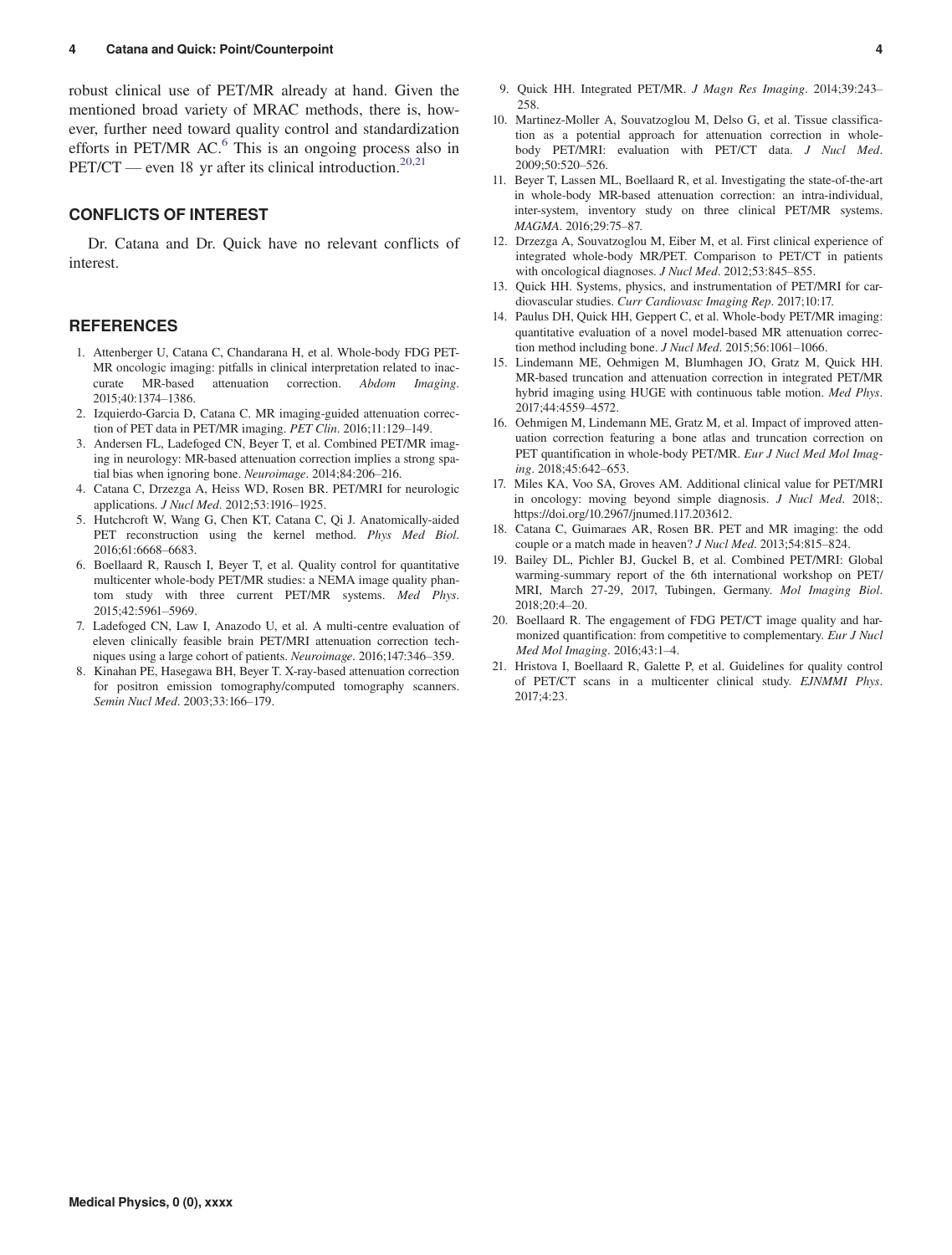robust clinical use of PET/MR already at hand. Given the mentioned broad variety of MRAC methods, there is, however, further need toward quality control and standardization efforts in PET/MR AC.[6] This is an ongoing process also in PET/CT — even 18 yr after its clinical introduction.[20,21]

## CONFLICTS OF INTEREST

Dr. Catana and Dr. Quick have no relevant conflicts of interest.

## REFERENCES

1. Attenberger U, Catana C, Chandarana H, et al. Whole-body FDG PET-MR oncologic imaging: pitfalls in clinical interpretation related to inaccurate MR-based attenuation correction. *Abdom Imaging*. 2015;40:1374–1386.
2. Izquierdo-Garcia D, Catana C. MR imaging-guided attenuation correction of PET data in PET/MR imaging. *PET Clin*. 2016;11:129–149.
3. Andersen FL, Ladefoged CN, Beyer T, et al. Combined PET/MR imaging in neurology: MR-based attenuation correction implies a strong spatial bias when ignoring bone. *Neuroimage*. 2014;84:206–216.
4. Catana C, Drzezga A, Heiss WD, Rosen BR. PET/MRI for neurologic applications. *J Nucl Med*. 2012;53:1916–1925.
5. Hutchcroft W, Wang G, Chen KT, Catana C, Qi J. Anatomically-aided PET reconstruction using the kernel method. *Phys Med Biol*. 2016;61:6668–6683.
6. Boellaard R, Rausch I, Beyer T, et al. Quality control for quantitative multicenter whole-body PET/MR studies: a NEMA image quality phantom study with three current PET/MR systems. *Med Phys*. 2015;42:5961–5969.
7. Ladefoged CN, Law I, Anazodo U, et al. A multi-centre evaluation of eleven clinically feasible brain PET/MRI attenuation correction techniques using a large cohort of patients. *Neuroimage*. 2016;147:346–359.
8. Kinahan PE, Hasegawa BH, Beyer T. X-ray-based attenuation correction for positron emission tomography/computed tomography scanners. *Semin Nucl Med*. 2003;33:166–179.
9. Quick HH. Integrated PET/MR. *J Magn Res Imaging*. 2014;39:243–258.
10. Martinez-Moller A, Souvatzoglou M, Delso G, et al. Tissue classification as a potential approach for attenuation correction in whole-body PET/MRI: evaluation with PET/CT data. *J Nucl Med*. 2009;50:520–526.
11. Beyer T, Lassen ML, Boellaard R, et al. Investigating the state-of-the-art in whole-body MR-based attenuation correction: an intra-individual, inter-system, inventory study on three clinical PET/MR systems. *MAGMA*. 2016;29:75–87.
12. Drzezga A, Souvatzoglou M, Eiber M, et al. First clinical experience of integrated whole-body MR/PET. Comparison to PET/CT in patients with oncological diagnoses. *J Nucl Med*. 2012;53:845–855.
13. Quick HH. Systems, physics, and instrumentation of PET/MRI for cardiovascular studies. *Curr Cardiovasc Imaging Rep*. 2017;10:17.
14. Paulus DH, Quick HH, Geppert C, et al. Whole-body PET/MR imaging: quantitative evaluation of a novel model-based MR attenuation correction method including bone. *J Nucl Med*. 2015;56:1061–1066.
15. Lindemann ME, Oehmigen M, Blumhagen JO, Gratz M, Quick HH. MR-based truncation and attenuation correction in integrated PET/MR hybrid imaging using HUGE with continuous table motion. *Med Phys*. 2017;44:4559–4572.
16. Oehmigen M, Lindemann ME, Gratz M, et al. Impact of improved attenuation correction featuring a bone atlas and truncation correction on PET quantification in whole-body PET/MR. *Eur J Nucl Med Mol Imaging*. 2018;45:642–653.
17. Miles KA, Voo SA, Groves AM. Additional clinical value for PET/MRI in oncology: moving beyond simple diagnosis. *J Nucl Med*. 2018;. https://doi.org/10.2967/jnumed.117.203612.
18. Catana C, Guimaraes AR, Rosen BR. PET and MR imaging: the odd couple or a match made in heaven? *J Nucl Med*. 2013;54:815–824.
19. Bailey DL, Pichler BJ, Guckel B, et al. Combined PET/MRI: Global warming-summary report of the 6th international workshop on PET/MRI, March 27-29, 2017, Tubingen, Germany. *Mol Imaging Biol*. 2018;20:4–20.
20. Boellaard R. The engagement of FDG PET/CT image quality and harmonized quantification: from competitive to complementary. *Eur J Nucl Med Mol Imaging*. 2016;43:1–4.
21. Hristova I, Boellaard R, Galette P, et al. Guidelines for quality control of PET/CT scans in a multicenter clinical study. *EJNMMI Phys*. 2017;4:23.